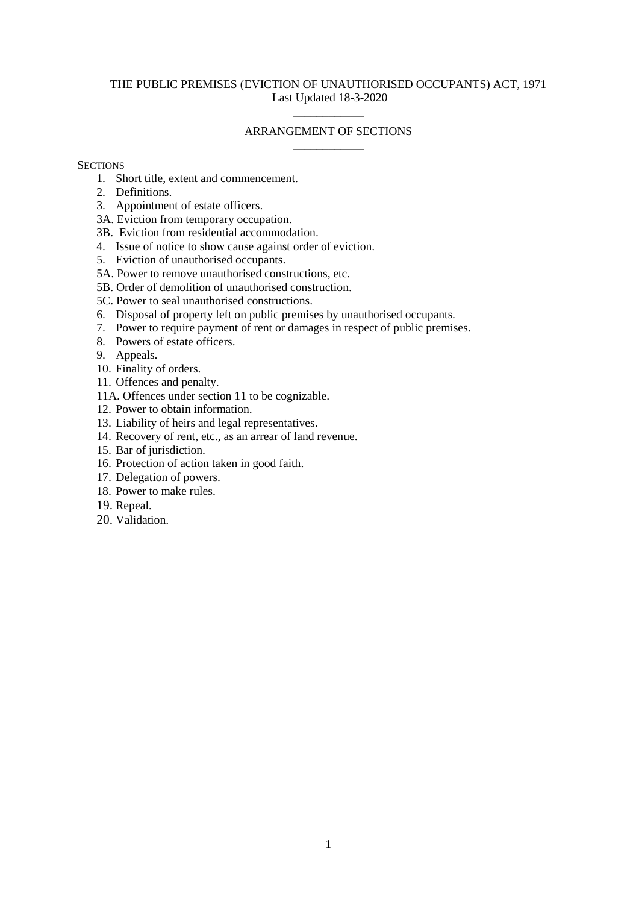# THE PUBLIC PREMISES (EVICTION OF UNAUTHORISED OCCUPANTS) ACT, 1971

Last Updated 18-3-2020

## ARRANGEMENT OF SECTIONS

SECTIONS

1. Short title, extent and commencement.
2. Definitions.
3. Appointment of estate officers.

3A. Eviction from temporary occupation.

3B. Eviction from residential accommodation.

4. Issue of notice to show cause against order of eviction.
5. Eviction of unauthorised occupants.

5A. Power to remove unauthorised constructions, etc.

5B. Order of demolition of unauthorised construction.

5C. Power to seal unauthorised constructions.

6. Disposal of property left on public premises by unauthorised occupants.
7. Power to require payment of rent or damages in respect of public premises.
8. Powers of estate officers.
9. Appeals.
10. Finality of orders.
11. Offences and penalty.

11A. Offences under section 11 to be cognizable.

12. Power to obtain information.
13. Liability of heirs and legal representatives.
14. Recovery of rent, etc., as an arrear of land revenue.
15. Bar of jurisdiction.
16. Protection of action taken in good faith.
17. Delegation of powers.
18. Power to make rules.
19. Repeal.
20. Validation.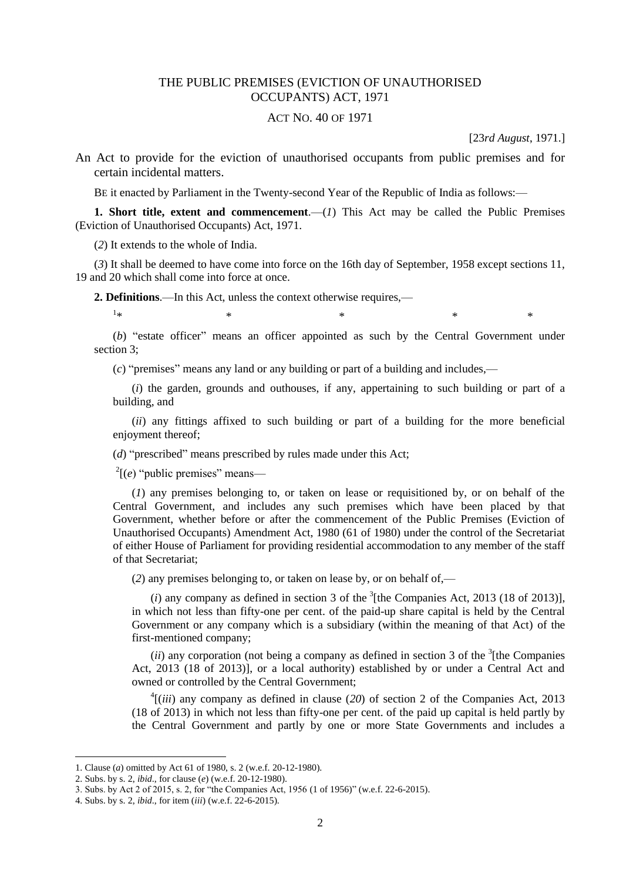# THE PUBLIC PREMISES (EVICTION OF UNAUTHORISED OCCUPANTS) ACT, 1971

ACT NO. 40 OF 1971

[23*rd August*, 1971.]

An Act to provide for the eviction of unauthorised occupants from public premises and for certain incidental matters.

BE it enacted by Parliament in the Twenty-second Year of the Republic of India as follows:—

**1. Short title, extent and commencement**.—(*1*) This Act may be called the Public Premises (Eviction of Unauthorised Occupants) Act, 1971.

(*2*) It extends to the whole of India.

(*3*) It shall be deemed to have come into force on the 16th day of September, 1958 except sections 11, 19 and 20 which shall come into force at once.

**2. Definitions**.—In this Act, unless the context otherwise requires,—

[1]* * * * *

(*b*) "estate officer" means an officer appointed as such by the Central Government under section 3;

(*c*) "premises" means any land or any building or part of a building and includes,—

(*i*) the garden, grounds and outhouses, if any, appertaining to such building or part of a building, and

(*ii*) any fittings affixed to such building or part of a building for the more beneficial enjoyment thereof;

(*d*) "prescribed" means prescribed by rules made under this Act;

[2][(*e*) "public premises" means—

(*1*) any premises belonging to, or taken on lease or requisitioned by, or on behalf of the Central Government, and includes any such premises which have been placed by that Government, whether before or after the commencement of the Public Premises (Eviction of Unauthorised Occupants) Amendment Act, 1980 (61 of 1980) under the control of the Secretariat of either House of Parliament for providing residential accommodation to any member of the staff of that Secretariat;

(*2*) any premises belonging to, or taken on lease by, or on behalf of,—

(*i*) any company as defined in section 3 of the [3][the Companies Act, 2013 (18 of 2013)], in which not less than fifty-one per cent. of the paid-up share capital is held by the Central Government or any company which is a subsidiary (within the meaning of that Act) of the first-mentioned company;

(*ii*) any corporation (not being a company as defined in section 3 of the [3][the Companies Act, 2013 (18 of 2013)], or a local authority) established by or under a Central Act and owned or controlled by the Central Government;

[4][(*iii*) any company as defined in clause (*20*) of section 2 of the Companies Act, 2013 (18 of 2013) in which not less than fifty-one per cent. of the paid up capital is held partly by the Central Government and partly by one or more State Governments and includes a

---

1. Clause (*a*) omitted by Act 61 of 1980, s. 2 (w.e.f. 20-12-1980).
2. Subs. by s. 2, *ibid*., for clause (*e*) (w.e.f. 20-12-1980).
3. Subs. by Act 2 of 2015, s. 2, for "the Companies Act, 1956 (1 of 1956)" (w.e.f. 22-6-2015).
4. Subs. by s. 2, *ibid*., for item (*iii*) (w.e.f. 22-6-2015).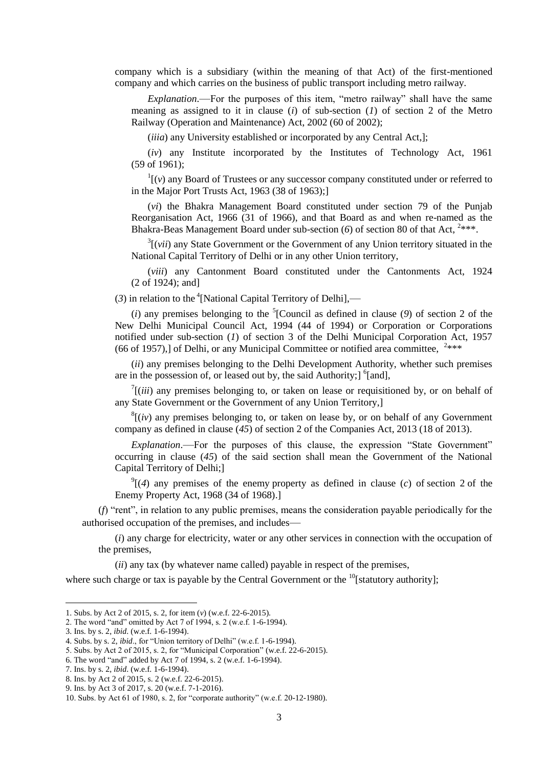company which is a subsidiary (within the meaning of that Act) of the first-mentioned company and which carries on the business of public transport including metro railway.

*Explanation*.—For the purposes of this item, "metro railway" shall have the same meaning as assigned to it in clause (*i*) of sub-section (*1*) of section 2 of the Metro Railway (Operation and Maintenance) Act, 2002 (60 of 2002);

(*iiia*) any University established or incorporated by any Central Act,];

(*iv*) any Institute incorporated by the Institutes of Technology Act, 1961 (59 of 1961);

[1][(*v*) any Board of Trustees or any successor company constituted under or referred to in the Major Port Trusts Act, 1963 (38 of 1963);]

(*vi*) the Bhakra Management Board constituted under section 79 of the Punjab Reorganisation Act, 1966 (31 of 1966), and that Board as and when re-named as the Bhakra-Beas Management Board under sub-section (*6*) of section 80 of that Act, [2]***.

[3][(*vii*) any State Government or the Government of any Union territory situated in the National Capital Territory of Delhi or in any other Union territory,

(*viii*) any Cantonment Board constituted under the Cantonments Act, 1924 (2 of 1924); and]

(*3*) in relation to the [4][National Capital Territory of Delhi],—

(*i*) any premises belonging to the [5][Council as defined in clause (*9*) of section 2 of the New Delhi Municipal Council Act, 1994 (44 of 1994) or Corporation or Corporations notified under sub-section (*1*) of section 3 of the Delhi Municipal Corporation Act, 1957 (66 of 1957),] of Delhi, or any Municipal Committee or notified area committee, [2]***

(*ii*) any premises belonging to the Delhi Development Authority, whether such premises are in the possession of, or leased out by, the said Authority;] [6][and],

[7][(*iii*) any premises belonging to, or taken on lease or requisitioned by, or on behalf of any State Government or the Government of any Union Territory,]

[8][(*iv*) any premises belonging to, or taken on lease by, or on behalf of any Government company as defined in clause (*45*) of section 2 of the Companies Act, 2013 (18 of 2013).

*Explanation*.—For the purposes of this clause, the expression "State Government" occurring in clause (*45*) of the said section shall mean the Government of the National Capital Territory of Delhi;]

[9][(*4*) any premises of the enemy property as defined in clause (*c*) of section 2 of the Enemy Property Act, 1968 (34 of 1968).]

(*f*) "rent", in relation to any public premises, means the consideration payable periodically for the authorised occupation of the premises, and includes—

(*i*) any charge for electricity, water or any other services in connection with the occupation of the premises,

(*ii*) any tax (by whatever name called) payable in respect of the premises,

where such charge or tax is payable by the Central Government or the [10][statutory authority];

---

1. Subs. by Act 2 of 2015, s. 2, for item (*v*) (w.e.f. 22-6-2015).
2. The word "and" omitted by Act 7 of 1994, s. 2 (w.e.f. 1-6-1994).
3. Ins. by s. 2, *ibid*. (w.e.f. 1-6-1994).
4. Subs. by s. 2, *ibid*., for "Union territory of Delhi" (w.e.f. 1-6-1994).
5. Subs. by Act 2 of 2015, s. 2, for "Municipal Corporation" (w.e.f. 22-6-2015).
6. The word "and" added by Act 7 of 1994, s. 2 (w.e.f. 1-6-1994).
7. Ins. by s. 2, *ibid*. (w.e.f. 1-6-1994).
8. Ins. by Act 2 of 2015, s. 2 (w.e.f. 22-6-2015).
9. Ins. by Act 3 of 2017, s. 20 (w.e.f. 7-1-2016).
10. Subs. by Act 61 of 1980, s. 2, for "corporate authority" (w.e.f. 20-12-1980).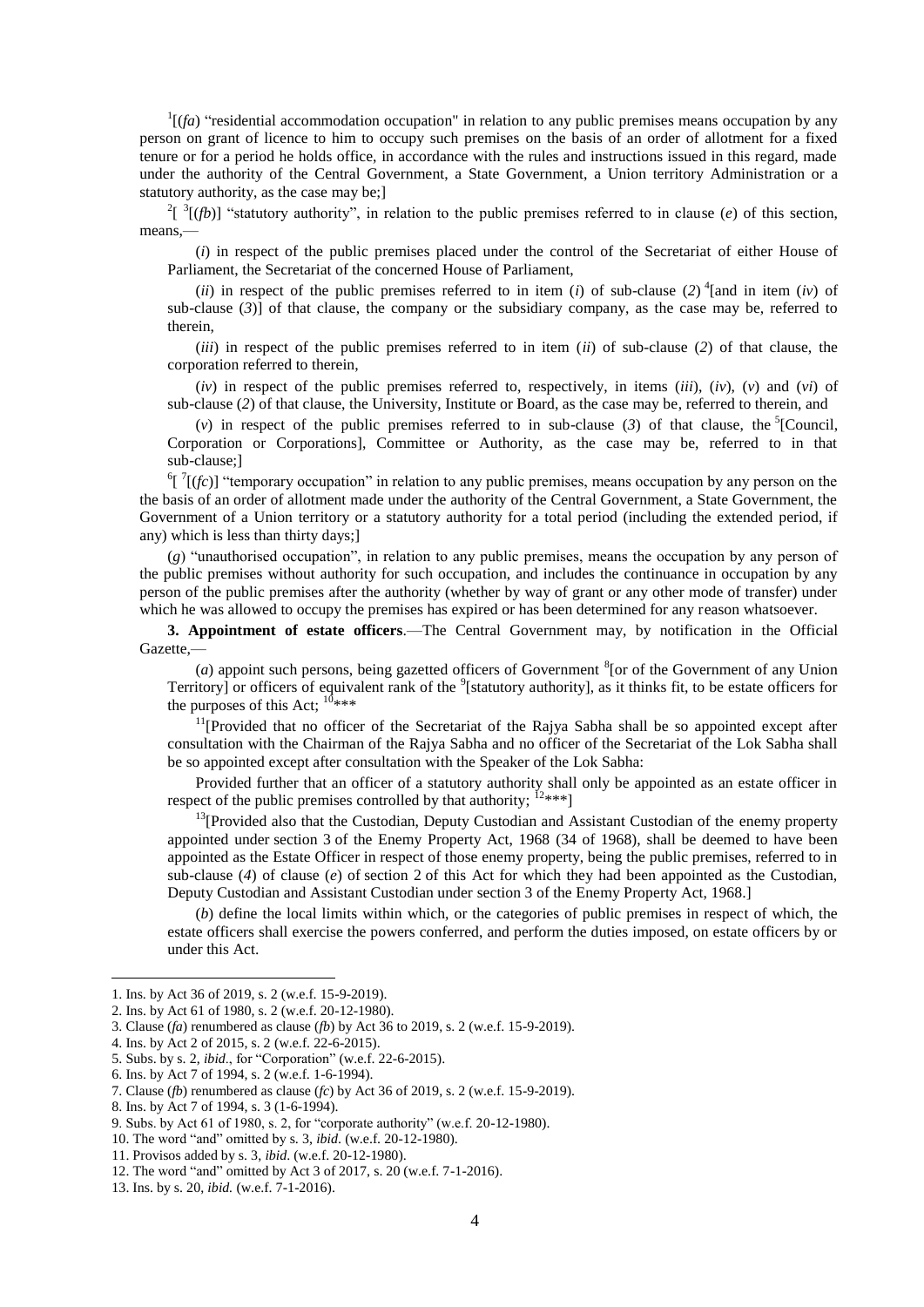[1][(*fa*) "residential accommodation occupation" in relation to any public premises means occupation by any person on grant of licence to him to occupy such premises on the basis of an order of allotment for a fixed tenure or for a period he holds office, in accordance with the rules and instructions issued in this regard, made under the authority of the Central Government, a State Government, a Union territory Administration or a statutory authority, as the case may be;]

[2][ [3][(*fb*)] "statutory authority", in relation to the public premises referred to in clause (*e*) of this section, means,—

(*i*) in respect of the public premises placed under the control of the Secretariat of either House of Parliament, the Secretariat of the concerned House of Parliament,

(*ii*) in respect of the public premises referred to in item (*i*) of sub-clause (*2*) [4][and in item (*iv*) of sub-clause (*3*)] of that clause, the company or the subsidiary company, as the case may be, referred to therein,

(*iii*) in respect of the public premises referred to in item (*ii*) of sub-clause (*2*) of that clause, the corporation referred to therein,

(*iv*) in respect of the public premises referred to, respectively, in items (*iii*), (*iv*), (*v*) and (*vi*) of sub-clause (*2*) of that clause, the University, Institute or Board, as the case may be, referred to therein, and

(*v*) in respect of the public premises referred to in sub-clause (*3*) of that clause, the [5][Council, Corporation or Corporations], Committee or Authority, as the case may be, referred to in that sub-clause;]

[6][ [7][(*fc*)] "temporary occupation" in relation to any public premises, means occupation by any person on the the basis of an order of allotment made under the authority of the Central Government, a State Government, the Government of a Union territory or a statutory authority for a total period (including the extended period, if any) which is less than thirty days;]

(*g*) "unauthorised occupation", in relation to any public premises, means the occupation by any person of the public premises without authority for such occupation, and includes the continuance in occupation by any person of the public premises after the authority (whether by way of grant or any other mode of transfer) under which he was allowed to occupy the premises has expired or has been determined for any reason whatsoever.

**3. Appointment of estate officers**.—The Central Government may, by notification in the Official Gazette,—

(*a*) appoint such persons, being gazetted officers of Government [8][or of the Government of any Union Territory] or officers of equivalent rank of the [9][statutory authority], as it thinks fit, to be estate officers for the purposes of this Act; [10]***

[11][Provided that no officer of the Secretariat of the Rajya Sabha shall be so appointed except after consultation with the Chairman of the Rajya Sabha and no officer of the Secretariat of the Lok Sabha shall be so appointed except after consultation with the Speaker of the Lok Sabha:

Provided further that an officer of a statutory authority shall only be appointed as an estate officer in respect of the public premises controlled by that authority; [12]***]

[13][Provided also that the Custodian, Deputy Custodian and Assistant Custodian of the enemy property appointed under section 3 of the Enemy Property Act, 1968 (34 of 1968), shall be deemed to have been appointed as the Estate Officer in respect of those enemy property, being the public premises, referred to in sub-clause (*4*) of clause (*e*) of section 2 of this Act for which they had been appointed as the Custodian, Deputy Custodian and Assistant Custodian under section 3 of the Enemy Property Act, 1968.]

(*b*) define the local limits within which, or the categories of public premises in respect of which, the estate officers shall exercise the powers conferred, and perform the duties imposed, on estate officers by or under this Act.

---

1. Ins. by Act 36 of 2019, s. 2 (w.e.f. 15-9-2019).
2. Ins. by Act 61 of 1980, s. 2 (w.e.f. 20-12-1980).
3. Clause (*fa*) renumbered as clause (*fb*) by Act 36 to 2019, s. 2 (w.e.f. 15-9-2019).
4. Ins. by Act 2 of 2015, s. 2 (w.e.f. 22-6-2015).
5. Subs. by s. 2, *ibid*., for "Corporation" (w.e.f. 22-6-2015).
6. Ins. by Act 7 of 1994, s. 2 (w.e.f. 1-6-1994).
7. Clause (*fb*) renumbered as clause (*fc*) by Act 36 of 2019, s. 2 (w.e.f. 15-9-2019).
8. Ins. by Act 7 of 1994, s. 3 (1-6-1994).
9. Subs. by Act 61 of 1980, s. 2, for "corporate authority" (w.e.f. 20-12-1980).
10. The word "and" omitted by s. 3, *ibid*. (w.e.f. 20-12-1980).
11. Provisos added by s. 3, *ibid*. (w.e.f. 20-12-1980).
12. The word "and" omitted by Act 3 of 2017, s. 20 (w.e.f. 7-1-2016).
13. Ins. by s. 20, *ibid.* (w.e.f. 7-1-2016).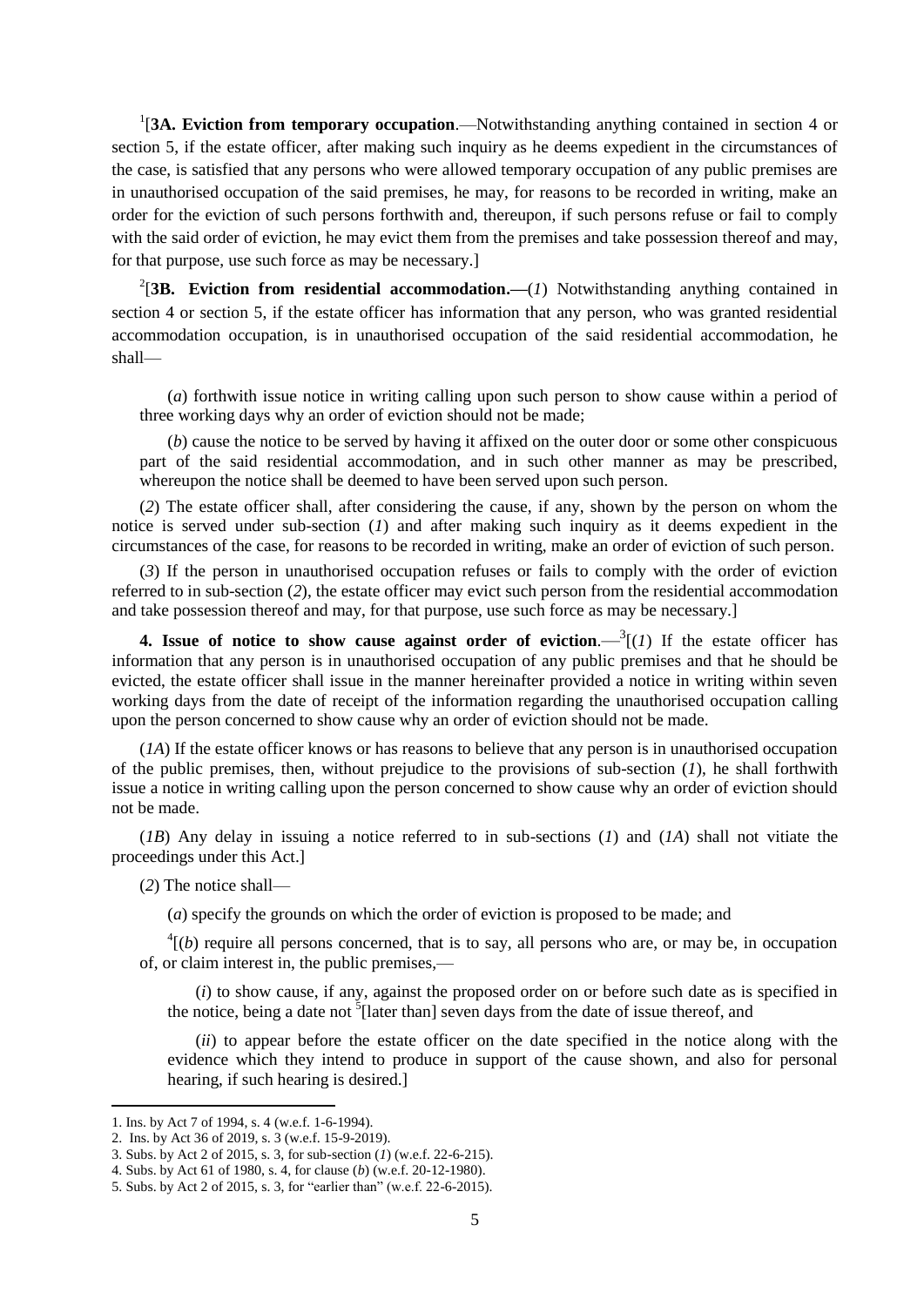[1][**3A. Eviction from temporary occupation**.—Notwithstanding anything contained in section 4 or section 5, if the estate officer, after making such inquiry as he deems expedient in the circumstances of the case, is satisfied that any persons who were allowed temporary occupation of any public premises are in unauthorised occupation of the said premises, he may, for reasons to be recorded in writing, make an order for the eviction of such persons forthwith and, thereupon, if such persons refuse or fail to comply with the said order of eviction, he may evict them from the premises and take possession thereof and may, for that purpose, use such force as may be necessary.]

[2][**3B. Eviction from residential accommodation.—**(*1*) Notwithstanding anything contained in section 4 or section 5, if the estate officer has information that any person, who was granted residential accommodation occupation, is in unauthorised occupation of the said residential accommodation, he shall—

(*a*) forthwith issue notice in writing calling upon such person to show cause within a period of three working days why an order of eviction should not be made;

(*b*) cause the notice to be served by having it affixed on the outer door or some other conspicuous part of the said residential accommodation, and in such other manner as may be prescribed, whereupon the notice shall be deemed to have been served upon such person.

(*2*) The estate officer shall, after considering the cause, if any, shown by the person on whom the notice is served under sub-section (*1*) and after making such inquiry as it deems expedient in the circumstances of the case, for reasons to be recorded in writing, make an order of eviction of such person.

(*3*) If the person in unauthorised occupation refuses or fails to comply with the order of eviction referred to in sub-section (*2*), the estate officer may evict such person from the residential accommodation and take possession thereof and may, for that purpose, use such force as may be necessary.]

**4. Issue of notice to show cause against order of eviction**.—[3][(*1*) If the estate officer has information that any person is in unauthorised occupation of any public premises and that he should be evicted, the estate officer shall issue in the manner hereinafter provided a notice in writing within seven working days from the date of receipt of the information regarding the unauthorised occupation calling upon the person concerned to show cause why an order of eviction should not be made.

(*1A*) If the estate officer knows or has reasons to believe that any person is in unauthorised occupation of the public premises, then, without prejudice to the provisions of sub-section (*1*), he shall forthwith issue a notice in writing calling upon the person concerned to show cause why an order of eviction should not be made.

(*1B*) Any delay in issuing a notice referred to in sub-sections (*1*) and (*1A*) shall not vitiate the proceedings under this Act.]

(*2*) The notice shall—

(*a*) specify the grounds on which the order of eviction is proposed to be made; and

[4][(*b*) require all persons concerned, that is to say, all persons who are, or may be, in occupation of, or claim interest in, the public premises,—

(*i*) to show cause, if any, against the proposed order on or before such date as is specified in the notice, being a date not [5][later than] seven days from the date of issue thereof, and

(*ii*) to appear before the estate officer on the date specified in the notice along with the evidence which they intend to produce in support of the cause shown, and also for personal hearing, if such hearing is desired.]

---

1. Ins. by Act 7 of 1994, s. 4 (w.e.f. 1-6-1994).
2. Ins. by Act 36 of 2019, s. 3 (w.e.f. 15-9-2019).
3. Subs. by Act 2 of 2015, s. 3, for sub-section (*1*) (w.e.f. 22-6-215).
4. Subs. by Act 61 of 1980, s. 4, for clause (*b*) (w.e.f. 20-12-1980).
5. Subs. by Act 2 of 2015, s. 3, for "earlier than" (w.e.f. 22-6-2015).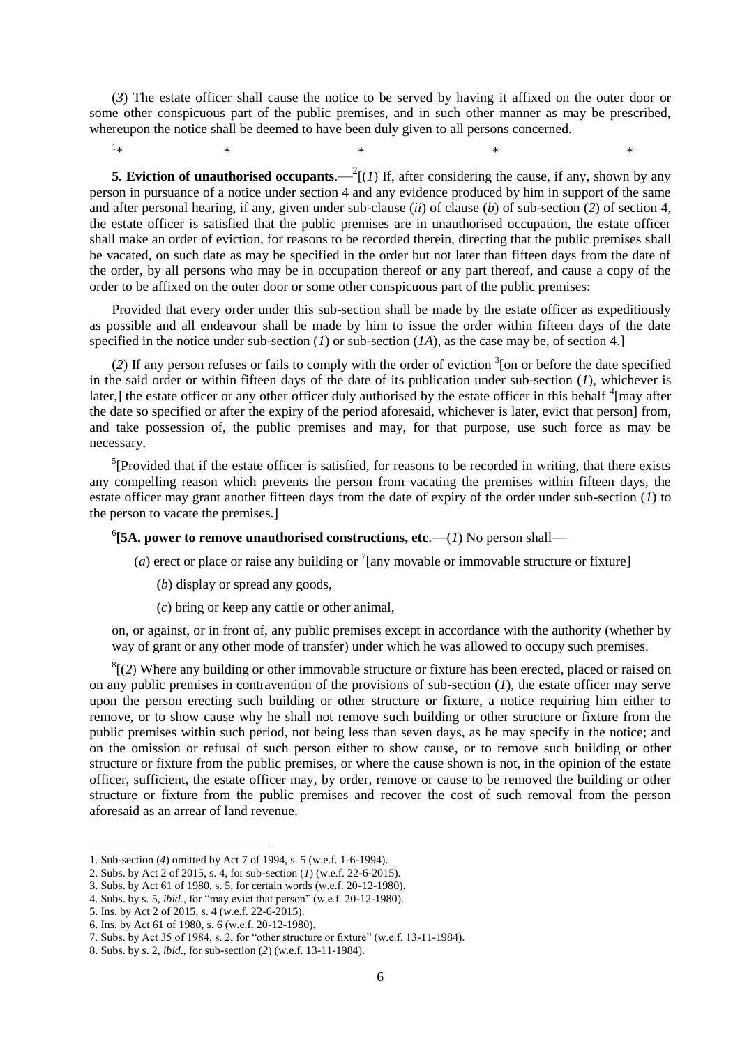(*3*) The estate officer shall cause the notice to be served by having it affixed on the outer door or some other conspicuous part of the public premises, and in such other manner as may be prescribed, whereupon the notice shall be deemed to have been duly given to all persons concerned.

[1]* * * * *

**5. Eviction of unauthorised occupants**.—[2][(*1*) If, after considering the cause, if any, shown by any person in pursuance of a notice under section 4 and any evidence produced by him in support of the same and after personal hearing, if any, given under sub-clause (*ii*) of clause (*b*) of sub-section (*2*) of section 4, the estate officer is satisfied that the public premises are in unauthorised occupation, the estate officer shall make an order of eviction, for reasons to be recorded therein, directing that the public premises shall be vacated, on such date as may be specified in the order but not later than fifteen days from the date of the order, by all persons who may be in occupation thereof or any part thereof, and cause a copy of the order to be affixed on the outer door or some other conspicuous part of the public premises:

Provided that every order under this sub-section shall be made by the estate officer as expeditiously as possible and all endeavour shall be made by him to issue the order within fifteen days of the date specified in the notice under sub-section (*1*) or sub-section (*1A*), as the case may be, of section 4.]

(*2*) If any person refuses or fails to comply with the order of eviction [3][on or before the date specified in the said order or within fifteen days of the date of its publication under sub-section (*1*), whichever is later,] the estate officer or any other officer duly authorised by the estate officer in this behalf [4][may after the date so specified or after the expiry of the period aforesaid, whichever is later, evict that person] from, and take possession of, the public premises and may, for that purpose, use such force as may be necessary.

[5][Provided that if the estate officer is satisfied, for reasons to be recorded in writing, that there exists any compelling reason which prevents the person from vacating the premises within fifteen days, the estate officer may grant another fifteen days from the date of expiry of the order under sub-section (*1*) to the person to vacate the premises.]

[6]**[5A. power to remove unauthorised constructions, etc**.—(*1*) No person shall—

(*a*) erect or place or raise any building or [7][any movable or immovable structure or fixture]

(*b*) display or spread any goods,

(*c*) bring or keep any cattle or other animal,

on, or against, or in front of, any public premises except in accordance with the authority (whether by way of grant or any other mode of transfer) under which he was allowed to occupy such premises.

[8][(*2*) Where any building or other immovable structure or fixture has been erected, placed or raised on on any public premises in contravention of the provisions of sub-section (*1*), the estate officer may serve upon the person erecting such building or other structure or fixture, a notice requiring him either to remove, or to show cause why he shall not remove such building or other structure or fixture from the public premises within such period, not being less than seven days, as he may specify in the notice; and on the omission or refusal of such person either to show cause, or to remove such building or other structure or fixture from the public premises, or where the cause shown is not, in the opinion of the estate officer, sufficient, the estate officer may, by order, remove or cause to be removed the building or other structure or fixture from the public premises and recover the cost of such removal from the person aforesaid as an arrear of land revenue.

---

1. Sub-section (*4*) omitted by Act 7 of 1994, s. 5 (w.e.f. 1-6-1994).
2. Subs. by Act 2 of 2015, s. 4, for sub-section (*1*) (w.e.f. 22-6-2015).
3. Subs. by Act 61 of 1980, s. 5, for certain words (w.e.f. 20-12-1980).
4. Subs. by s. 5, *ibid*., for "may evict that person" (w.e.f. 20-12-1980).
5. Ins. by Act 2 of 2015, s. 4 (w.e.f. 22-6-2015).
6. Ins. by Act 61 of 1980, s. 6 (w.e.f. 20-12-1980).
7. Subs. by Act 35 of 1984, s. 2, for "other structure or fixture" (w.e.f. 13-11-1984).
8. Subs. by s. 2, *ibid*., for sub-section (*2*) (w.e.f. 13-11-1984).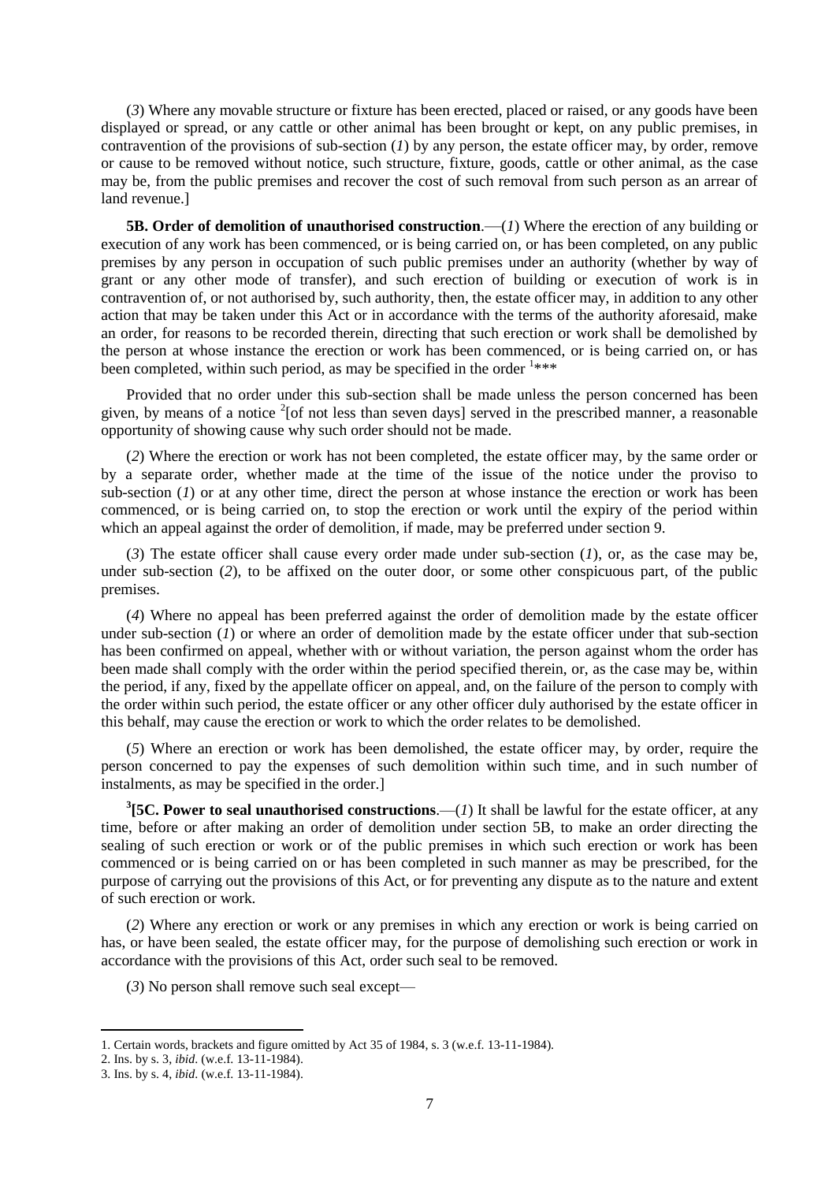(*3*) Where any movable structure or fixture has been erected, placed or raised, or any goods have been displayed or spread, or any cattle or other animal has been brought or kept, on any public premises, in contravention of the provisions of sub-section (*1*) by any person, the estate officer may, by order, remove or cause to be removed without notice, such structure, fixture, goods, cattle or other animal, as the case may be, from the public premises and recover the cost of such removal from such person as an arrear of land revenue.]

**5B. Order of demolition of unauthorised construction**.—(*1*) Where the erection of any building or execution of any work has been commenced, or is being carried on, or has been completed, on any public premises by any person in occupation of such public premises under an authority (whether by way of grant or any other mode of transfer), and such erection of building or execution of work is in contravention of, or not authorised by, such authority, then, the estate officer may, in addition to any other action that may be taken under this Act or in accordance with the terms of the authority aforesaid, make an order, for reasons to be recorded therein, directing that such erection or work shall be demolished by the person at whose instance the erection or work has been commenced, or is being carried on, or has been completed, within such period, as may be specified in the order [1]***

Provided that no order under this sub-section shall be made unless the person concerned has been given, by means of a notice [2][of not less than seven days] served in the prescribed manner, a reasonable opportunity of showing cause why such order should not be made.

(*2*) Where the erection or work has not been completed, the estate officer may, by the same order or by a separate order, whether made at the time of the issue of the notice under the proviso to sub-section (*1*) or at any other time, direct the person at whose instance the erection or work has been commenced, or is being carried on, to stop the erection or work until the expiry of the period within which an appeal against the order of demolition, if made, may be preferred under section 9.

(*3*) The estate officer shall cause every order made under sub-section (*1*), or, as the case may be, under sub-section (*2*), to be affixed on the outer door, or some other conspicuous part, of the public premises.

(*4*) Where no appeal has been preferred against the order of demolition made by the estate officer under sub-section (*1*) or where an order of demolition made by the estate officer under that sub-section has been confirmed on appeal, whether with or without variation, the person against whom the order has been made shall comply with the order within the period specified therein, or, as the case may be, within the period, if any, fixed by the appellate officer on appeal, and, on the failure of the person to comply with the order within such period, the estate officer or any other officer duly authorised by the estate officer in this behalf, may cause the erection or work to which the order relates to be demolished.

(*5*) Where an erection or work has been demolished, the estate officer may, by order, require the person concerned to pay the expenses of such demolition within such time, and in such number of instalments, as may be specified in the order.]

[3]**[5C. Power to seal unauthorised constructions**.—(*1*) It shall be lawful for the estate officer, at any time, before or after making an order of demolition under section 5B, to make an order directing the sealing of such erection or work or of the public premises in which such erection or work has been commenced or is being carried on or has been completed in such manner as may be prescribed, for the purpose of carrying out the provisions of this Act, or for preventing any dispute as to the nature and extent of such erection or work.

(*2*) Where any erection or work or any premises in which any erection or work is being carried on has, or have been sealed, the estate officer may, for the purpose of demolishing such erection or work in accordance with the provisions of this Act, order such seal to be removed.

(*3*) No person shall remove such seal except—

---

1. Certain words, brackets and figure omitted by Act 35 of 1984, s. 3 (w.e.f. 13-11-1984).
2. Ins. by s. 3, *ibid*. (w.e.f. 13-11-1984).
3. Ins. by s. 4, *ibid*. (w.e.f. 13-11-1984).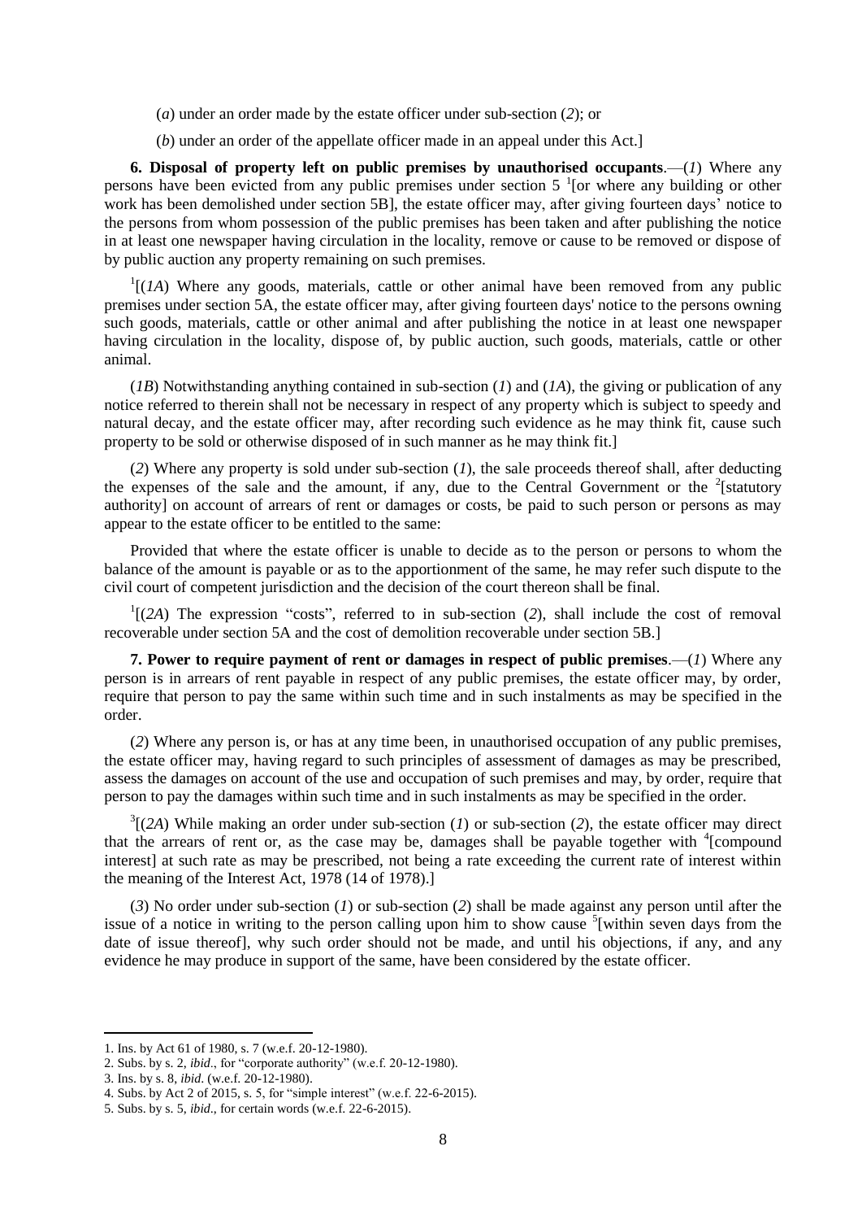(*a*) under an order made by the estate officer under sub-section (*2*); or

(*b*) under an order of the appellate officer made in an appeal under this Act.]

**6. Disposal of property left on public premises by unauthorised occupants**.—(*1*) Where any persons have been evicted from any public premises under section 5 [1][or where any building or other work has been demolished under section 5B], the estate officer may, after giving fourteen days' notice to the persons from whom possession of the public premises has been taken and after publishing the notice in at least one newspaper having circulation in the locality, remove or cause to be removed or dispose of by public auction any property remaining on such premises.

[1][(*1A*) Where any goods, materials, cattle or other animal have been removed from any public premises under section 5A, the estate officer may, after giving fourteen days' notice to the persons owning such goods, materials, cattle or other animal and after publishing the notice in at least one newspaper having circulation in the locality, dispose of, by public auction, such goods, materials, cattle or other animal.

(*1B*) Notwithstanding anything contained in sub-section (*1*) and (*1A*), the giving or publication of any notice referred to therein shall not be necessary in respect of any property which is subject to speedy and natural decay, and the estate officer may, after recording such evidence as he may think fit, cause such property to be sold or otherwise disposed of in such manner as he may think fit.]

(*2*) Where any property is sold under sub-section (*1*), the sale proceeds thereof shall, after deducting the expenses of the sale and the amount, if any, due to the Central Government or the [2][statutory authority] on account of arrears of rent or damages or costs, be paid to such person or persons as may appear to the estate officer to be entitled to the same:

Provided that where the estate officer is unable to decide as to the person or persons to whom the balance of the amount is payable or as to the apportionment of the same, he may refer such dispute to the civil court of competent jurisdiction and the decision of the court thereon shall be final.

[1][(*2A*) The expression "costs", referred to in sub-section (*2*), shall include the cost of removal recoverable under section 5A and the cost of demolition recoverable under section 5B.]

**7. Power to require payment of rent or damages in respect of public premises**.—(*1*) Where any person is in arrears of rent payable in respect of any public premises, the estate officer may, by order, require that person to pay the same within such time and in such instalments as may be specified in the order.

(*2*) Where any person is, or has at any time been, in unauthorised occupation of any public premises, the estate officer may, having regard to such principles of assessment of damages as may be prescribed, assess the damages on account of the use and occupation of such premises and may, by order, require that person to pay the damages within such time and in such instalments as may be specified in the order.

[3][(*2A*) While making an order under sub-section (*1*) or sub-section (*2*), the estate officer may direct that the arrears of rent or, as the case may be, damages shall be payable together with [4][compound interest] at such rate as may be prescribed, not being a rate exceeding the current rate of interest within the meaning of the Interest Act, 1978 (14 of 1978).]

(*3*) No order under sub-section (*1*) or sub-section (*2*) shall be made against any person until after the issue of a notice in writing to the person calling upon him to show cause [5][within seven days from the date of issue thereof], why such order should not be made, and until his objections, if any, and any evidence he may produce in support of the same, have been considered by the estate officer.

---

1. Ins. by Act 61 of 1980, s. 7 (w.e.f. 20-12-1980).
2. Subs. by s. 2, *ibid*., for "corporate authority" (w.e.f. 20-12-1980).
3. Ins. by s. 8, *ibid*. (w.e.f. 20-12-1980).
4. Subs. by Act 2 of 2015, s. 5, for "simple interest" (w.e.f. 22-6-2015).
5. Subs. by s. 5, *ibid*., for certain words (w.e.f. 22-6-2015).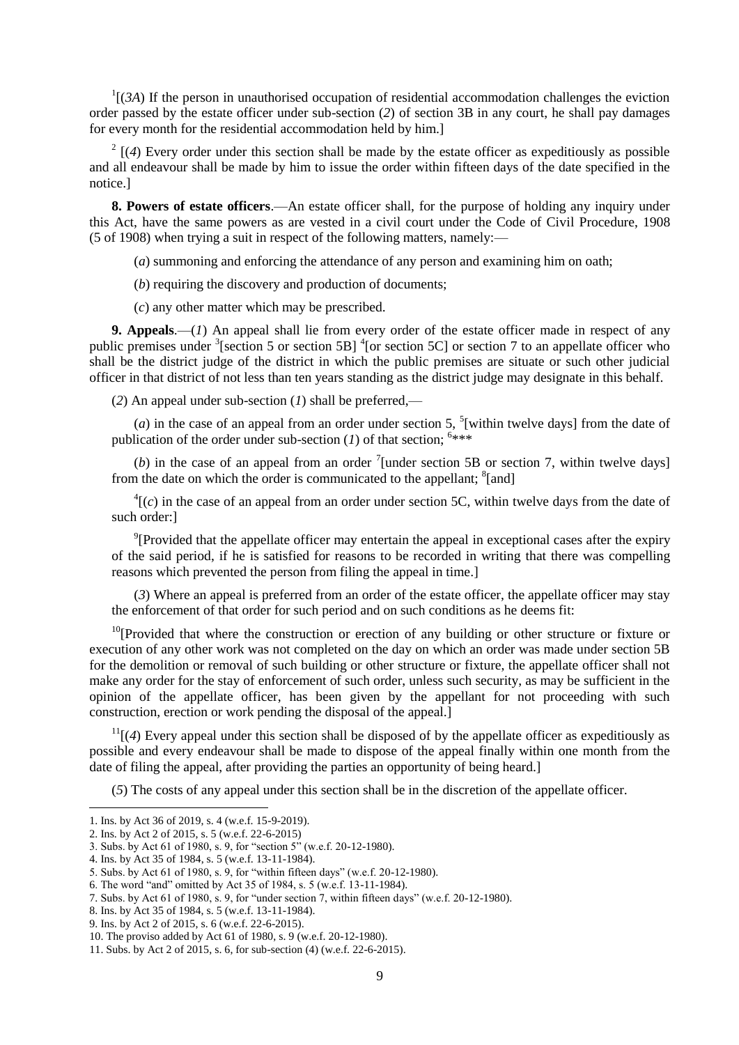[1][(*3A*) If the person in unauthorised occupation of residential accommodation challenges the eviction order passed by the estate officer under sub-section (*2*) of section 3B in any court, he shall pay damages for every month for the residential accommodation held by him.]

[2] [(*4*) Every order under this section shall be made by the estate officer as expeditiously as possible and all endeavour shall be made by him to issue the order within fifteen days of the date specified in the notice.]

**8. Powers of estate officers**.—An estate officer shall, for the purpose of holding any inquiry under this Act, have the same powers as are vested in a civil court under the Code of Civil Procedure, 1908 (5 of 1908) when trying a suit in respect of the following matters, namely:—

(*a*) summoning and enforcing the attendance of any person and examining him on oath;

(*b*) requiring the discovery and production of documents;

(*c*) any other matter which may be prescribed.

**9. Appeals**.—(*1*) An appeal shall lie from every order of the estate officer made in respect of any public premises under [3][section 5 or section 5B] [4][or section 5C] or section 7 to an appellate officer who shall be the district judge of the district in which the public premises are situate or such other judicial officer in that district of not less than ten years standing as the district judge may designate in this behalf.

(*2*) An appeal under sub-section (*1*) shall be preferred,—

(*a*) in the case of an appeal from an order under section 5, [5][within twelve days] from the date of publication of the order under sub-section (*1*) of that section; [6]***

(*b*) in the case of an appeal from an order [7][under section 5B or section 7, within twelve days] from the date on which the order is communicated to the appellant; [8][and]

[4][(*c*) in the case of an appeal from an order under section 5C, within twelve days from the date of such order:]

[9][Provided that the appellate officer may entertain the appeal in exceptional cases after the expiry of the said period, if he is satisfied for reasons to be recorded in writing that there was compelling reasons which prevented the person from filing the appeal in time.]

(*3*) Where an appeal is preferred from an order of the estate officer, the appellate officer may stay the enforcement of that order for such period and on such conditions as he deems fit:

[10][Provided that where the construction or erection of any building or other structure or fixture or execution of any other work was not completed on the day on which an order was made under section 5B for the demolition or removal of such building or other structure or fixture, the appellate officer shall not make any order for the stay of enforcement of such order, unless such security, as may be sufficient in the opinion of the appellate officer, has been given by the appellant for not proceeding with such construction, erection or work pending the disposal of the appeal.]

[11][(*4*) Every appeal under this section shall be disposed of by the appellate officer as expeditiously as possible and every endeavour shall be made to dispose of the appeal finally within one month from the date of filing the appeal, after providing the parties an opportunity of being heard.]

(*5*) The costs of any appeal under this section shall be in the discretion of the appellate officer.

---

1. Ins. by Act 36 of 2019, s. 4 (w.e.f. 15-9-2019).
2. Ins. by Act 2 of 2015, s. 5 (w.e.f. 22-6-2015)
3. Subs. by Act 61 of 1980, s. 9, for "section 5" (w.e.f. 20-12-1980).
4. Ins. by Act 35 of 1984, s. 5 (w.e.f. 13-11-1984).
5. Subs. by Act 61 of 1980, s. 9, for "within fifteen days" (w.e.f. 20-12-1980).
6. The word "and" omitted by Act 35 of 1984, s. 5 (w.e.f. 13-11-1984).
7. Subs. by Act 61 of 1980, s. 9, for "under section 7, within fifteen days" (w.e.f. 20-12-1980).
8. Ins. by Act 35 of 1984, s. 5 (w.e.f. 13-11-1984).
9. Ins. by Act 2 of 2015, s. 6 (w.e.f. 22-6-2015).
10. The proviso added by Act 61 of 1980, s. 9 (w.e.f. 20-12-1980).
11. Subs. by Act 2 of 2015, s. 6, for sub-section (4) (w.e.f. 22-6-2015).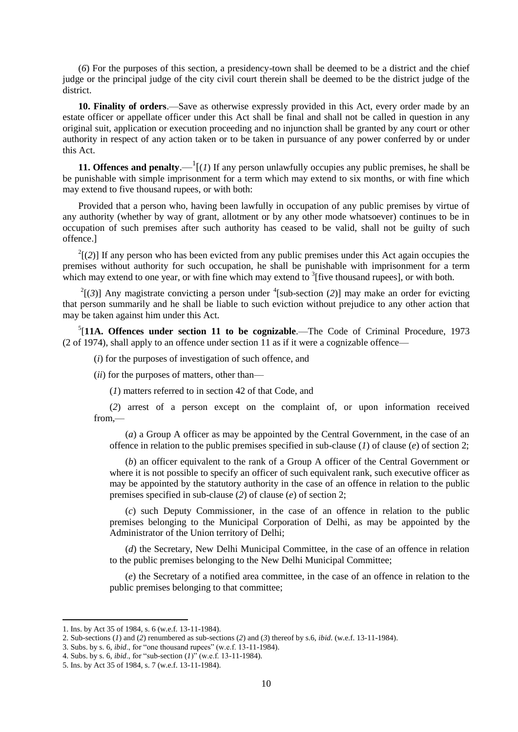(*6*) For the purposes of this section, a presidency-town shall be deemed to be a district and the chief judge or the principal judge of the city civil court therein shall be deemed to be the district judge of the district.

**10. Finality of orders**.—Save as otherwise expressly provided in this Act, every order made by an estate officer or appellate officer under this Act shall be final and shall not be called in question in any original suit, application or execution proceeding and no injunction shall be granted by any court or other authority in respect of any action taken or to be taken in pursuance of any power conferred by or under this Act.

**11. Offences and penalty**.—[1][(*1*) If any person unlawfully occupies any public premises, he shall be be punishable with simple imprisonment for a term which may extend to six months, or with fine which may extend to five thousand rupees, or with both:

Provided that a person who, having been lawfully in occupation of any public premises by virtue of any authority (whether by way of grant, allotment or by any other mode whatsoever) continues to be in occupation of such premises after such authority has ceased to be valid, shall not be guilty of such offence.]

[2][(*2*)] If any person who has been evicted from any public premises under this Act again occupies the premises without authority for such occupation, he shall be punishable with imprisonment for a term which may extend to one year, or with fine which may extend to [3][five thousand rupees], or with both.

[2][(*3*)] Any magistrate convicting a person under [4][sub-section (*2*)] may make an order for evicting that person summarily and he shall be liable to such eviction without prejudice to any other action that may be taken against him under this Act.

[5][**11A. Offences under section 11 to be cognizable**.—The Code of Criminal Procedure, 1973 (2 of 1974), shall apply to an offence under section 11 as if it were a cognizable offence—

(*i*) for the purposes of investigation of such offence, and

(*ii*) for the purposes of matters, other than—

(*1*) matters referred to in section 42 of that Code, and

(*2*) arrest of a person except on the complaint of, or upon information received from,—

(*a*) a Group A officer as may be appointed by the Central Government, in the case of an offence in relation to the public premises specified in sub-clause (*1*) of clause (*e*) of section 2;

(*b*) an officer equivalent to the rank of a Group A officer of the Central Government or where it is not possible to specify an officer of such equivalent rank, such executive officer as may be appointed by the statutory authority in the case of an offence in relation to the public premises specified in sub-clause (*2*) of clause (*e*) of section 2;

(*c*) such Deputy Commissioner, in the case of an offence in relation to the public premises belonging to the Municipal Corporation of Delhi, as may be appointed by the Administrator of the Union territory of Delhi;

(*d*) the Secretary, New Delhi Municipal Committee, in the case of an offence in relation to the public premises belonging to the New Delhi Municipal Committee;

(*e*) the Secretary of a notified area committee, in the case of an offence in relation to the public premises belonging to that committee;

---

1. Ins. by Act 35 of 1984, s. 6 (w.e.f. 13-11-1984).
2. Sub-sections (*1*) and (*2*) renumbered as sub-sections (*2*) and (*3*) thereof by s.6, *ibid*. (w.e.f. 13-11-1984).
3. Subs. by s. 6, *ibid*., for "one thousand rupees" (w.e.f. 13-11-1984).
4. Subs. by s. 6, *ibid*., for "sub-section (*1*)" (w.e.f. 13-11-1984).
5. Ins. by Act 35 of 1984, s. 7 (w.e.f. 13-11-1984).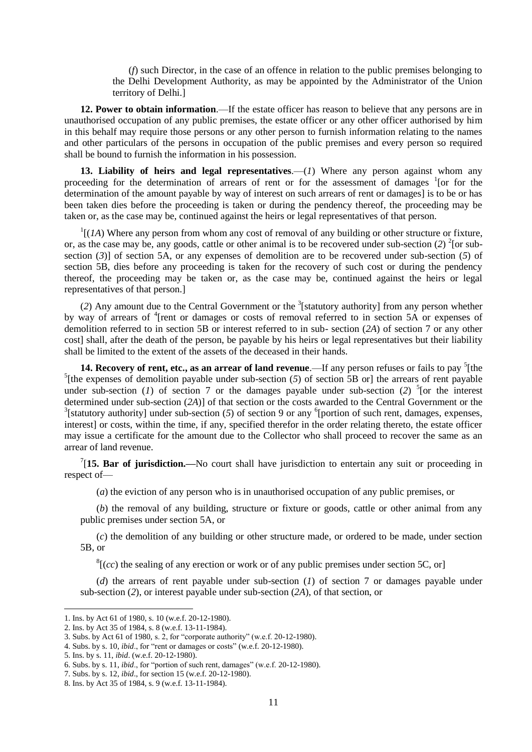(*f*) such Director, in the case of an offence in relation to the public premises belonging to the Delhi Development Authority, as may be appointed by the Administrator of the Union territory of Delhi.]

**12. Power to obtain information**.—If the estate officer has reason to believe that any persons are in unauthorised occupation of any public premises, the estate officer or any other officer authorised by him in this behalf may require those persons or any other person to furnish information relating to the names and other particulars of the persons in occupation of the public premises and every person so required shall be bound to furnish the information in his possession.

**13. Liability of heirs and legal representatives**.—(*1*) Where any person against whom any proceeding for the determination of arrears of rent or for the assessment of damages [1][or for the determination of the amount payable by way of interest on such arrears of rent or damages] is to be or has been taken dies before the proceeding is taken or during the pendency thereof, the proceeding may be taken or, as the case may be, continued against the heirs or legal representatives of that person.

[1][(*1A*) Where any person from whom any cost of removal of any building or other structure or fixture, or, as the case may be, any goods, cattle or other animal is to be recovered under sub-section (*2*) [2][or sub-section (*3*)] of section 5A, or any expenses of demolition are to be recovered under sub-section (*5*) of section 5B, dies before any proceeding is taken for the recovery of such cost or during the pendency thereof, the proceeding may be taken or, as the case may be, continued against the heirs or legal representatives of that person.]

(*2*) Any amount due to the Central Government or the [3][statutory authority] from any person whether by way of arrears of [4][rent or damages or costs of removal referred to in section 5A or expenses of demolition referred to in section 5B or interest referred to in sub- section (*2A*) of section 7 or any other cost] shall, after the death of the person, be payable by his heirs or legal representatives but their liability shall be limited to the extent of the assets of the deceased in their hands.

**14. Recovery of rent, etc., as an arrear of land revenue**.—If any person refuses or fails to pay [5][the [5][the expenses of demolition payable under sub-section (*5*) of section 5B or] the arrears of rent payable under sub-section (*1*) of section 7 or the damages payable under sub-section (*2*) [5][or the interest determined under sub-section (*2A*)] of that section or the costs awarded to the Central Government or the [3][statutory authority] under sub-section (*5*) of section 9 or any [6][portion of such rent, damages, expenses, interest] or costs, within the time, if any, specified therefor in the order relating thereto, the estate officer may issue a certificate for the amount due to the Collector who shall proceed to recover the same as an arrear of land revenue.

[7][**15. Bar of jurisdiction.—**No court shall have jurisdiction to entertain any suit or proceeding in respect of—

(*a*) the eviction of any person who is in unauthorised occupation of any public premises, or

(*b*) the removal of any building, structure or fixture or goods, cattle or other animal from any public premises under section 5A, or

(*c*) the demolition of any building or other structure made, or ordered to be made, under section 5B, or

[8][(*cc*) the sealing of any erection or work or of any public premises under section 5C, or]

(*d*) the arrears of rent payable under sub-section (*1*) of section 7 or damages payable under sub-section (*2*), or interest payable under sub-section (*2A*), of that section, or

---

1. Ins. by Act 61 of 1980, s. 10 (w.e.f. 20-12-1980).
2. Ins. by Act 35 of 1984, s. 8 (w.e.f. 13-11-1984).
3. Subs. by Act 61 of 1980, s. 2, for "corporate authority" (w.e.f. 20-12-1980).
4. Subs. by s. 10, *ibid*., for "rent or damages or costs" (w.e.f. 20-12-1980).
5. Ins. by s. 11, *ibid*. (w.e.f. 20-12-1980).
6. Subs. by s. 11, *ibid*., for "portion of such rent, damages" (w.e.f. 20-12-1980).
7. Subs. by s. 12, *ibid*., for section 15 (w.e.f. 20-12-1980).
8. Ins. by Act 35 of 1984, s. 9 (w.e.f. 13-11-1984).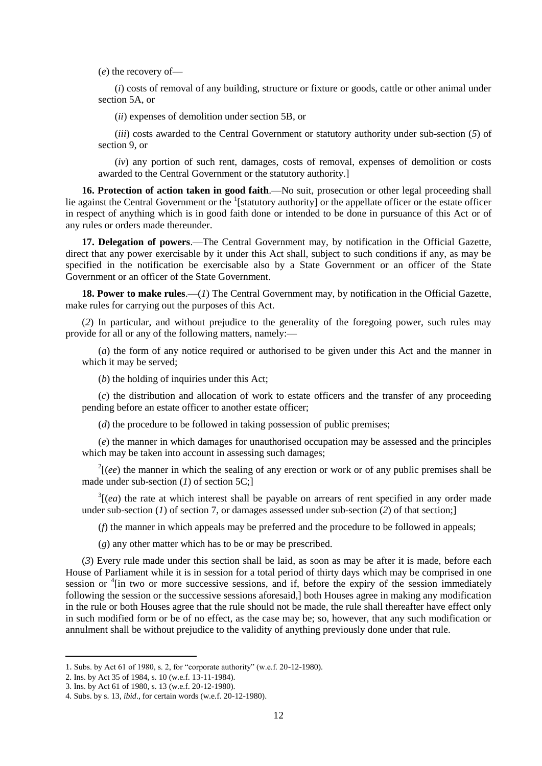(*e*) the recovery of—

(*i*) costs of removal of any building, structure or fixture or goods, cattle or other animal under section 5A, or

(*ii*) expenses of demolition under section 5B, or

(*iii*) costs awarded to the Central Government or statutory authority under sub-section (*5*) of section 9, or

(*iv*) any portion of such rent, damages, costs of removal, expenses of demolition or costs awarded to the Central Government or the statutory authority.]

**16. Protection of action taken in good faith**.—No suit, prosecution or other legal proceeding shall lie against the Central Government or the [1][statutory authority] or the appellate officer or the estate officer in respect of anything which is in good faith done or intended to be done in pursuance of this Act or of any rules or orders made thereunder.

**17. Delegation of powers**.—The Central Government may, by notification in the Official Gazette, direct that any power exercisable by it under this Act shall, subject to such conditions if any, as may be specified in the notification be exercisable also by a State Government or an officer of the State Government or an officer of the State Government.

**18. Power to make rules**.—(*1*) The Central Government may, by notification in the Official Gazette, make rules for carrying out the purposes of this Act.

(*2*) In particular, and without prejudice to the generality of the foregoing power, such rules may provide for all or any of the following matters, namely:—

(*a*) the form of any notice required or authorised to be given under this Act and the manner in which it may be served;

(*b*) the holding of inquiries under this Act;

(*c*) the distribution and allocation of work to estate officers and the transfer of any proceeding pending before an estate officer to another estate officer;

(*d*) the procedure to be followed in taking possession of public premises;

(*e*) the manner in which damages for unauthorised occupation may be assessed and the principles which may be taken into account in assessing such damages;

[2][(*ee*) the manner in which the sealing of any erection or work or of any public premises shall be made under sub-section (*1*) of section 5C;]

[3][(*ea*) the rate at which interest shall be payable on arrears of rent specified in any order made under sub-section (*1*) of section 7, or damages assessed under sub-section (*2*) of that section;]

(*f*) the manner in which appeals may be preferred and the procedure to be followed in appeals;

(*g*) any other matter which has to be or may be prescribed.

(*3*) Every rule made under this section shall be laid, as soon as may be after it is made, before each House of Parliament while it is in session for a total period of thirty days which may be comprised in one session or [4][in two or more successive sessions, and if, before the expiry of the session immediately following the session or the successive sessions aforesaid,] both Houses agree in making any modification in the rule or both Houses agree that the rule should not be made, the rule shall thereafter have effect only in such modified form or be of no effect, as the case may be; so, however, that any such modification or annulment shall be without prejudice to the validity of anything previously done under that rule.

---

1. Subs. by Act 61 of 1980, s. 2, for "corporate authority" (w.e.f. 20-12-1980).
2. Ins. by Act 35 of 1984, s. 10 (w.e.f. 13-11-1984).
3. Ins. by Act 61 of 1980, s. 13 (w.e.f. 20-12-1980).
4. Subs. by s. 13, *ibid*., for certain words (w.e.f. 20-12-1980).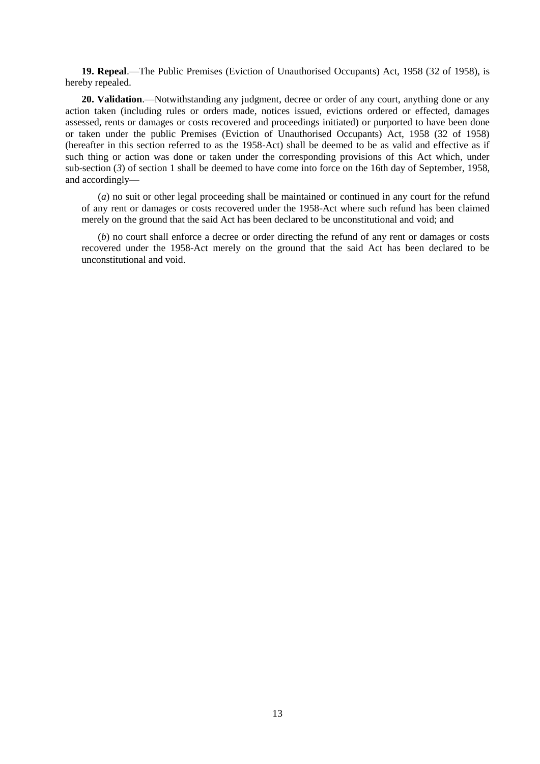**19. Repeal**.—The Public Premises (Eviction of Unauthorised Occupants) Act, 1958 (32 of 1958), is hereby repealed.

**20. Validation**.—Notwithstanding any judgment, decree or order of any court, anything done or any action taken (including rules or orders made, notices issued, evictions ordered or effected, damages assessed, rents or damages or costs recovered and proceedings initiated) or purported to have been done or taken under the public Premises (Eviction of Unauthorised Occupants) Act, 1958 (32 of 1958) (hereafter in this section referred to as the 1958-Act) shall be deemed to be as valid and effective as if such thing or action was done or taken under the corresponding provisions of this Act which, under sub-section (*3*) of section 1 shall be deemed to have come into force on the 16th day of September, 1958, and accordingly—

(*a*) no suit or other legal proceeding shall be maintained or continued in any court for the refund of any rent or damages or costs recovered under the 1958-Act where such refund has been claimed merely on the ground that the said Act has been declared to be unconstitutional and void; and

(*b*) no court shall enforce a decree or order directing the refund of any rent or damages or costs recovered under the 1958-Act merely on the ground that the said Act has been declared to be unconstitutional and void.